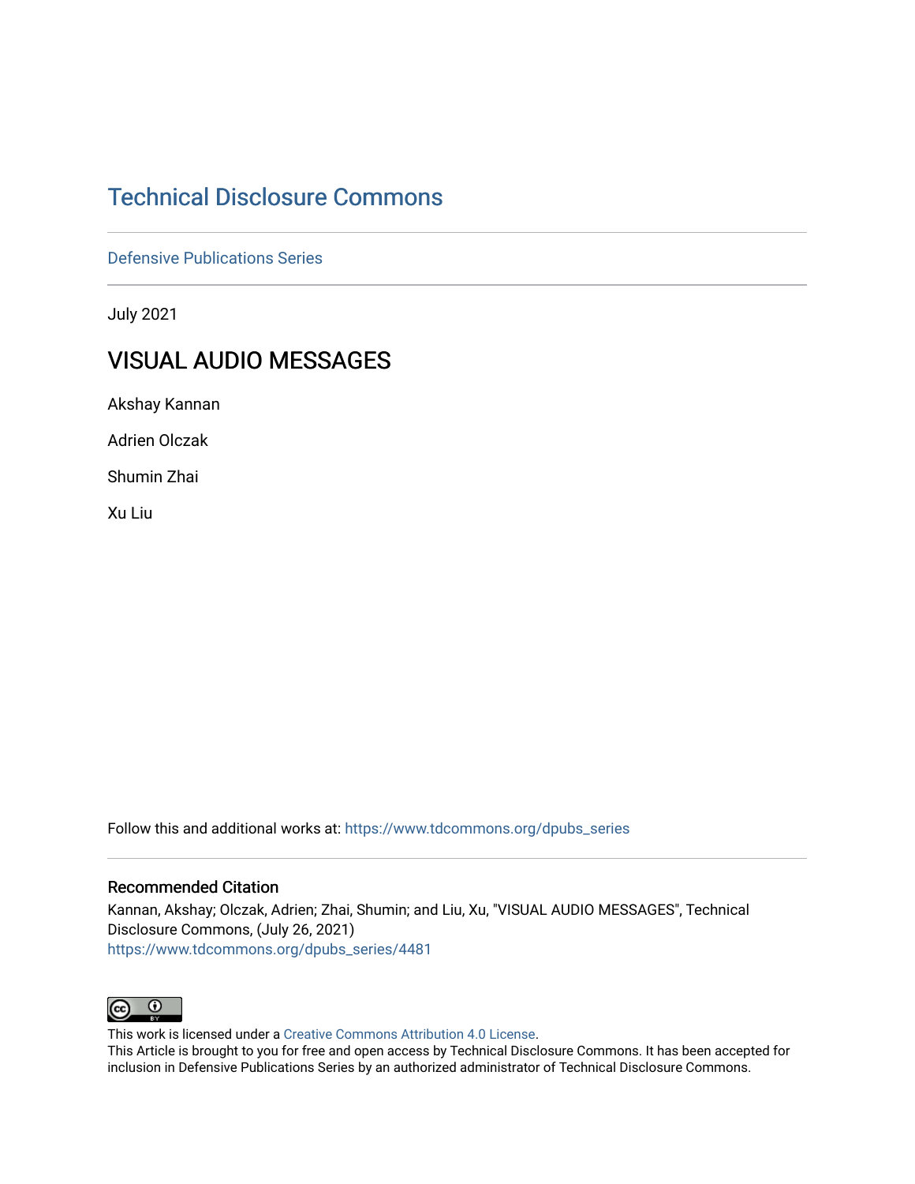# Technical Disclosure Commons

Defensive Publications Series

July 2021

## VISUAL AUDIO MESSAGES

Akshay Kannan

Adrien Olczak

Shumin Zhai

Xu Liu

Follow this and additional works at: https://www.tdcommons.org/dpubs_series

### Recommended Citation

Kannan, Akshay; Olczak, Adrien; Zhai, Shumin; and Liu, Xu, "VISUAL AUDIO MESSAGES", Technical Disclosure Commons, (July 26, 2021)
https://www.tdcommons.org/dpubs_series/4481

This work is licensed under a Creative Commons Attribution 4.0 License.
This Article is brought to you for free and open access by Technical Disclosure Commons. It has been accepted for inclusion in Defensive Publications Series by an authorized administrator of Technical Disclosure Commons.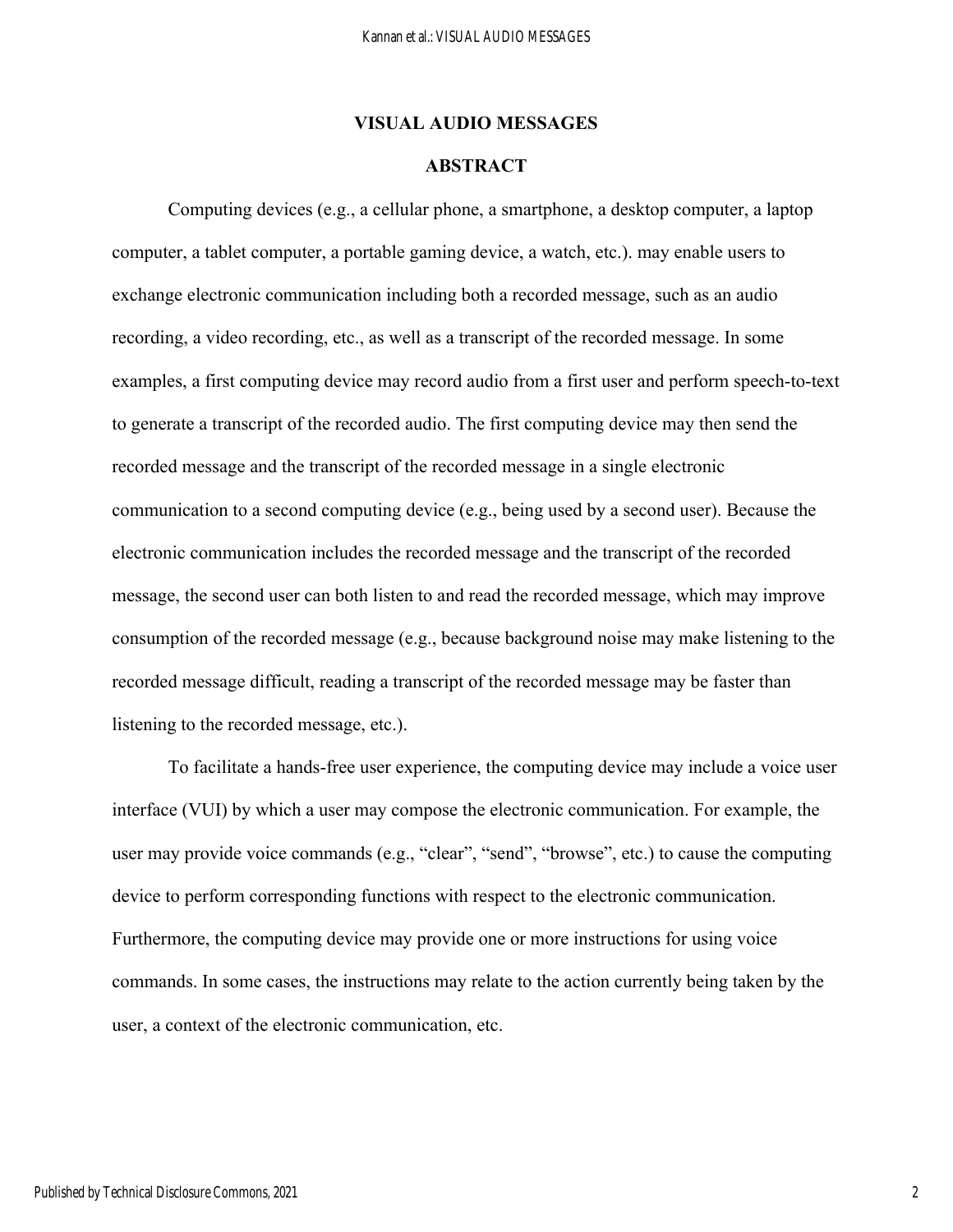# VISUAL AUDIO MESSAGES

## ABSTRACT

Computing devices (e.g., a cellular phone, a smartphone, a desktop computer, a laptop computer, a tablet computer, a portable gaming device, a watch, etc.). may enable users to exchange electronic communication including both a recorded message, such as an audio recording, a video recording, etc., as well as a transcript of the recorded message. In some examples, a first computing device may record audio from a first user and perform speech-to-text to generate a transcript of the recorded audio. The first computing device may then send the recorded message and the transcript of the recorded message in a single electronic communication to a second computing device (e.g., being used by a second user). Because the electronic communication includes the recorded message and the transcript of the recorded message, the second user can both listen to and read the recorded message, which may improve consumption of the recorded message (e.g., because background noise may make listening to the recorded message difficult, reading a transcript of the recorded message may be faster than listening to the recorded message, etc.).

To facilitate a hands-free user experience, the computing device may include a voice user interface (VUI) by which a user may compose the electronic communication. For example, the user may provide voice commands (e.g., "clear", "send", "browse", etc.) to cause the computing device to perform corresponding functions with respect to the electronic communication. Furthermore, the computing device may provide one or more instructions for using voice commands. In some cases, the instructions may relate to the action currently being taken by the user, a context of the electronic communication, etc.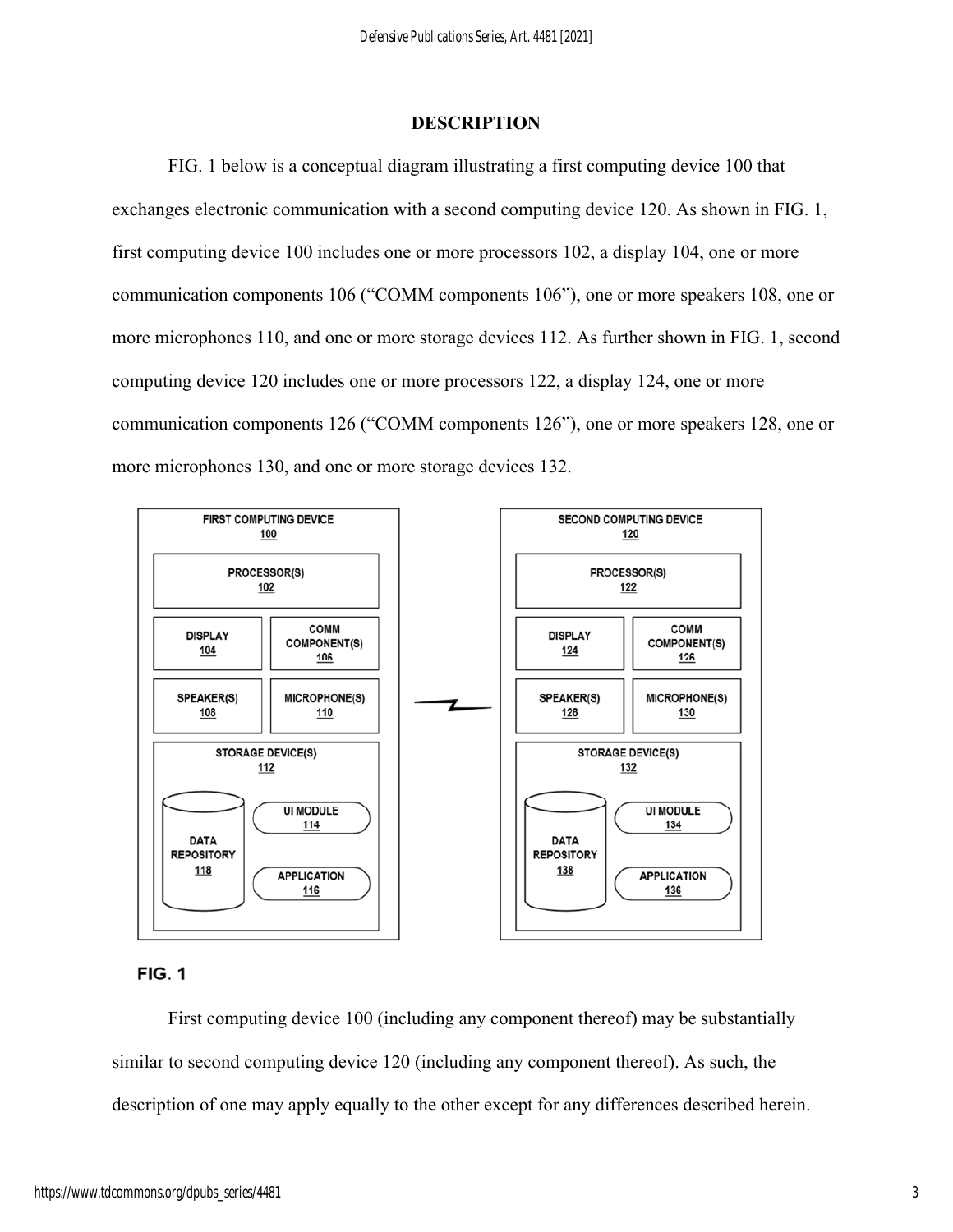## DESCRIPTION

FIG. 1 below is a conceptual diagram illustrating a first computing device 100 that exchanges electronic communication with a second computing device 120. As shown in FIG. 1, first computing device 100 includes one or more processors 102, a display 104, one or more communication components 106 ("COMM components 106"), one or more speakers 108, one or more microphones 110, and one or more storage devices 112. As further shown in FIG. 1, second computing device 120 includes one or more processors 122, a display 124, one or more communication components 126 ("COMM components 126"), one or more speakers 128, one or more microphones 130, and one or more storage devices 132.

FIG. 1

First computing device 100 (including any component thereof) may be substantially similar to second computing device 120 (including any component thereof). As such, the description of one may apply equally to the other except for any differences described herein.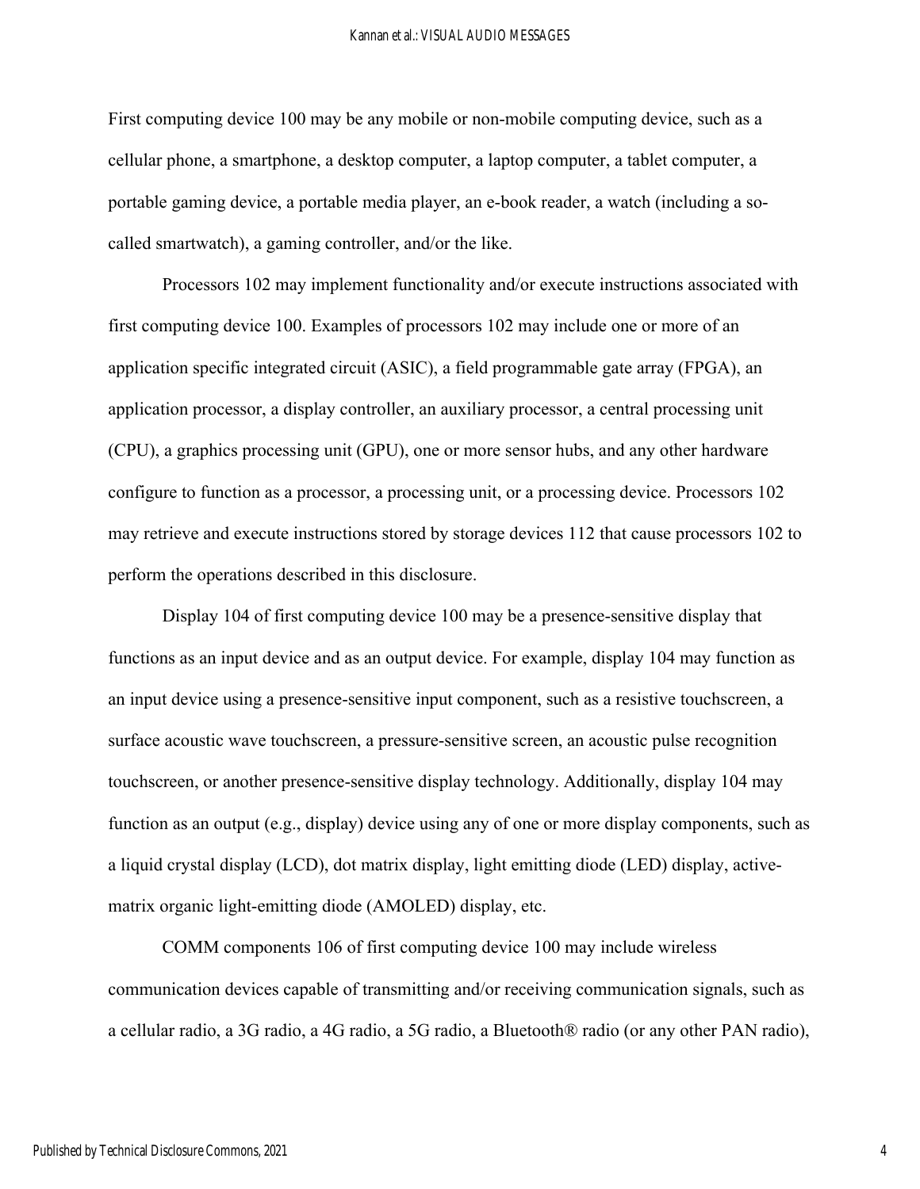First computing device 100 may be any mobile or non-mobile computing device, such as a cellular phone, a smartphone, a desktop computer, a laptop computer, a tablet computer, a portable gaming device, a portable media player, an e-book reader, a watch (including a so-called smartwatch), a gaming controller, and/or the like.

Processors 102 may implement functionality and/or execute instructions associated with first computing device 100. Examples of processors 102 may include one or more of an application specific integrated circuit (ASIC), a field programmable gate array (FPGA), an application processor, a display controller, an auxiliary processor, a central processing unit (CPU), a graphics processing unit (GPU), one or more sensor hubs, and any other hardware configure to function as a processor, a processing unit, or a processing device. Processors 102 may retrieve and execute instructions stored by storage devices 112 that cause processors 102 to perform the operations described in this disclosure.

Display 104 of first computing device 100 may be a presence-sensitive display that functions as an input device and as an output device. For example, display 104 may function as an input device using a presence-sensitive input component, such as a resistive touchscreen, a surface acoustic wave touchscreen, a pressure-sensitive screen, an acoustic pulse recognition touchscreen, or another presence-sensitive display technology. Additionally, display 104 may function as an output (e.g., display) device using any of one or more display components, such as a liquid crystal display (LCD), dot matrix display, light emitting diode (LED) display, active-matrix organic light-emitting diode (AMOLED) display, etc.

COMM components 106 of first computing device 100 may include wireless communication devices capable of transmitting and/or receiving communication signals, such as a cellular radio, a 3G radio, a 4G radio, a 5G radio, a Bluetooth® radio (or any other PAN radio),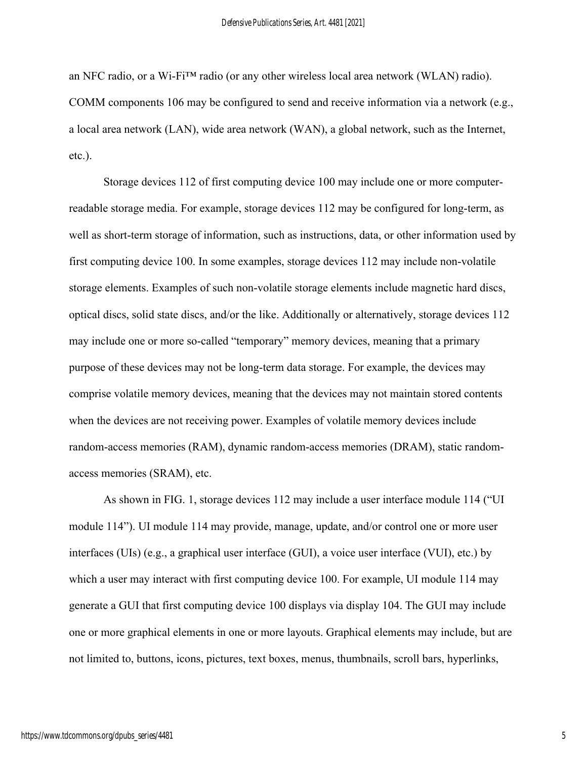an NFC radio, or a Wi-Fi™ radio (or any other wireless local area network (WLAN) radio). COMM components 106 may be configured to send and receive information via a network (e.g., a local area network (LAN), wide area network (WAN), a global network, such as the Internet, etc.).

Storage devices 112 of first computing device 100 may include one or more computer-readable storage media. For example, storage devices 112 may be configured for long-term, as well as short-term storage of information, such as instructions, data, or other information used by first computing device 100. In some examples, storage devices 112 may include non-volatile storage elements. Examples of such non-volatile storage elements include magnetic hard discs, optical discs, solid state discs, and/or the like. Additionally or alternatively, storage devices 112 may include one or more so-called "temporary" memory devices, meaning that a primary purpose of these devices may not be long-term data storage. For example, the devices may comprise volatile memory devices, meaning that the devices may not maintain stored contents when the devices are not receiving power. Examples of volatile memory devices include random-access memories (RAM), dynamic random-access memories (DRAM), static random-access memories (SRAM), etc.

As shown in FIG. 1, storage devices 112 may include a user interface module 114 ("UI module 114"). UI module 114 may provide, manage, update, and/or control one or more user interfaces (UIs) (e.g., a graphical user interface (GUI), a voice user interface (VUI), etc.) by which a user may interact with first computing device 100. For example, UI module 114 may generate a GUI that first computing device 100 displays via display 104. The GUI may include one or more graphical elements in one or more layouts. Graphical elements may include, but are not limited to, buttons, icons, pictures, text boxes, menus, thumbnails, scroll bars, hyperlinks,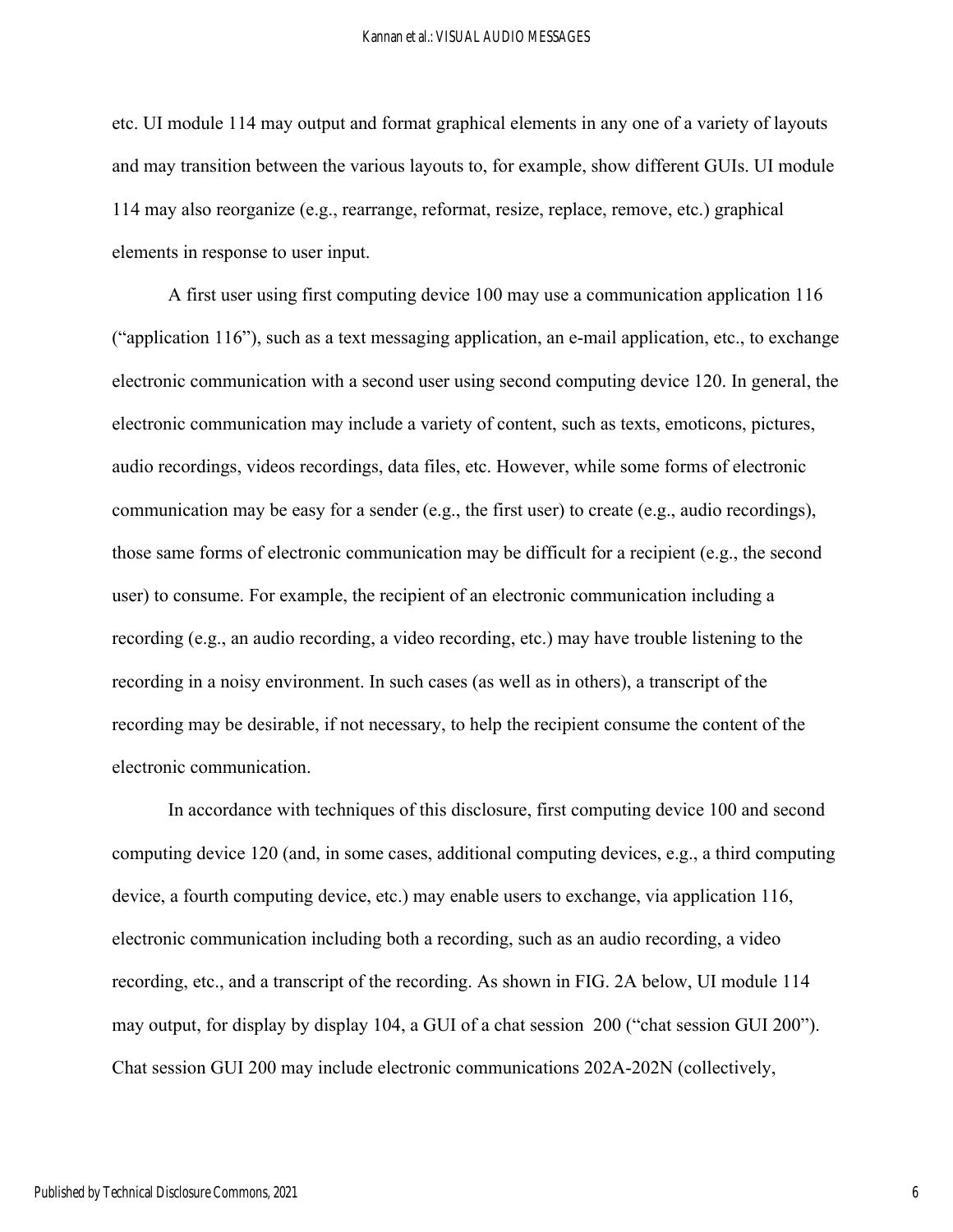etc. UI module 114 may output and format graphical elements in any one of a variety of layouts and may transition between the various layouts to, for example, show different GUIs. UI module 114 may also reorganize (e.g., rearrange, reformat, resize, replace, remove, etc.) graphical elements in response to user input.

A first user using first computing device 100 may use a communication application 116 ("application 116"), such as a text messaging application, an e-mail application, etc., to exchange electronic communication with a second user using second computing device 120. In general, the electronic communication may include a variety of content, such as texts, emoticons, pictures, audio recordings, videos recordings, data files, etc. However, while some forms of electronic communication may be easy for a sender (e.g., the first user) to create (e.g., audio recordings), those same forms of electronic communication may be difficult for a recipient (e.g., the second user) to consume. For example, the recipient of an electronic communication including a recording (e.g., an audio recording, a video recording, etc.) may have trouble listening to the recording in a noisy environment. In such cases (as well as in others), a transcript of the recording may be desirable, if not necessary, to help the recipient consume the content of the electronic communication.

In accordance with techniques of this disclosure, first computing device 100 and second computing device 120 (and, in some cases, additional computing devices, e.g., a third computing device, a fourth computing device, etc.) may enable users to exchange, via application 116, electronic communication including both a recording, such as an audio recording, a video recording, etc., and a transcript of the recording. As shown in FIG. 2A below, UI module 114 may output, for display by display 104, a GUI of a chat session 200 ("chat session GUI 200"). Chat session GUI 200 may include electronic communications 202A-202N (collectively,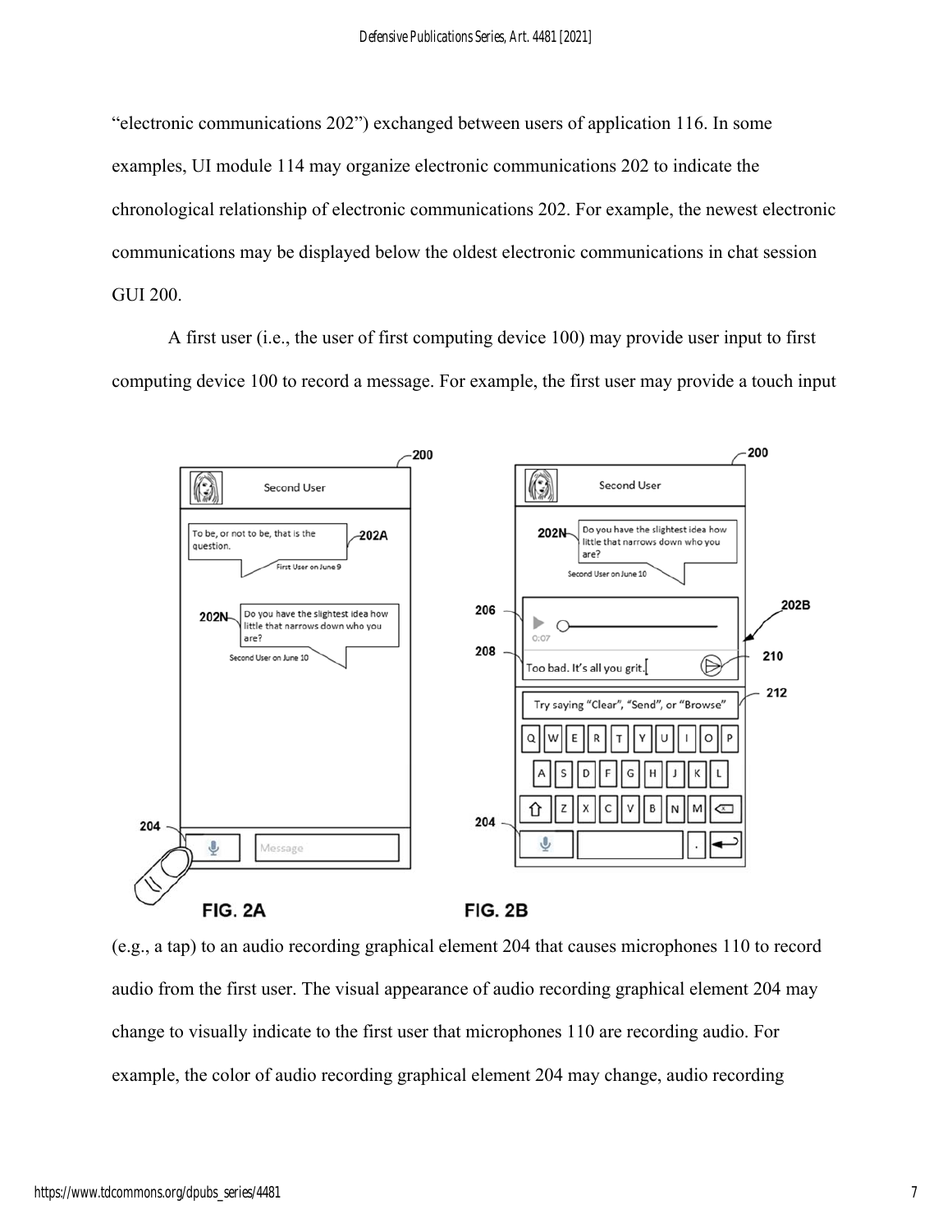"electronic communications 202") exchanged between users of application 116. In some examples, UI module 114 may organize electronic communications 202 to indicate the chronological relationship of electronic communications 202. For example, the newest electronic communications may be displayed below the oldest electronic communications in chat session GUI 200.

A first user (i.e., the user of first computing device 100) may provide user input to first computing device 100 to record a message. For example, the first user may provide a touch input

FIG. 2A

FIG. 2B

(e.g., a tap) to an audio recording graphical element 204 that causes microphones 110 to record audio from the first user. The visual appearance of audio recording graphical element 204 may change to visually indicate to the first user that microphones 110 are recording audio. For example, the color of audio recording graphical element 204 may change, audio recording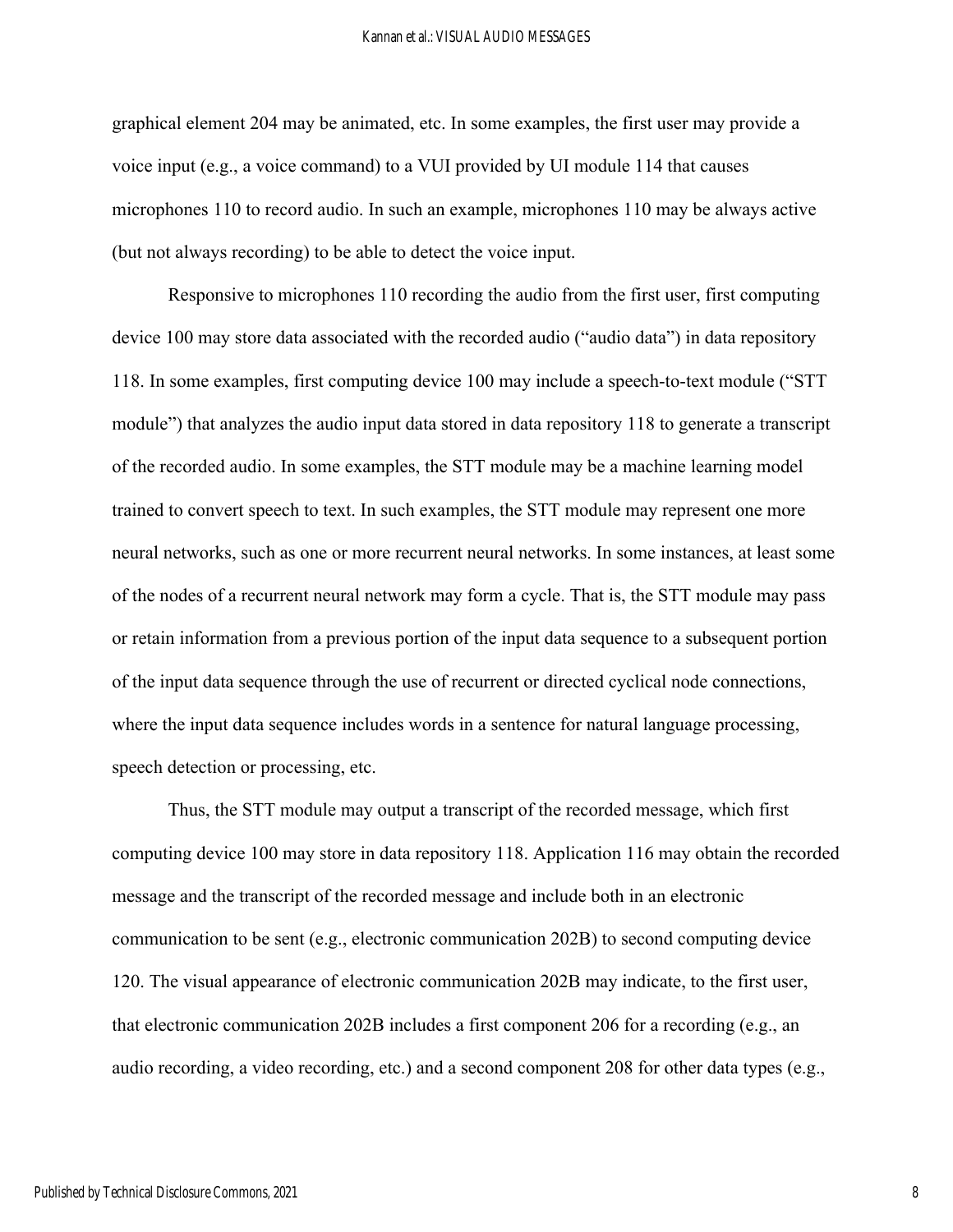graphical element 204 may be animated, etc. In some examples, the first user may provide a voice input (e.g., a voice command) to a VUI provided by UI module 114 that causes microphones 110 to record audio. In such an example, microphones 110 may be always active (but not always recording) to be able to detect the voice input.

Responsive to microphones 110 recording the audio from the first user, first computing device 100 may store data associated with the recorded audio ("audio data") in data repository 118. In some examples, first computing device 100 may include a speech-to-text module ("STT module") that analyzes the audio input data stored in data repository 118 to generate a transcript of the recorded audio. In some examples, the STT module may be a machine learning model trained to convert speech to text. In such examples, the STT module may represent one more neural networks, such as one or more recurrent neural networks. In some instances, at least some of the nodes of a recurrent neural network may form a cycle. That is, the STT module may pass or retain information from a previous portion of the input data sequence to a subsequent portion of the input data sequence through the use of recurrent or directed cyclical node connections, where the input data sequence includes words in a sentence for natural language processing, speech detection or processing, etc.

Thus, the STT module may output a transcript of the recorded message, which first computing device 100 may store in data repository 118. Application 116 may obtain the recorded message and the transcript of the recorded message and include both in an electronic communication to be sent (e.g., electronic communication 202B) to second computing device 120. The visual appearance of electronic communication 202B may indicate, to the first user, that electronic communication 202B includes a first component 206 for a recording (e.g., an audio recording, a video recording, etc.) and a second component 208 for other data types (e.g.,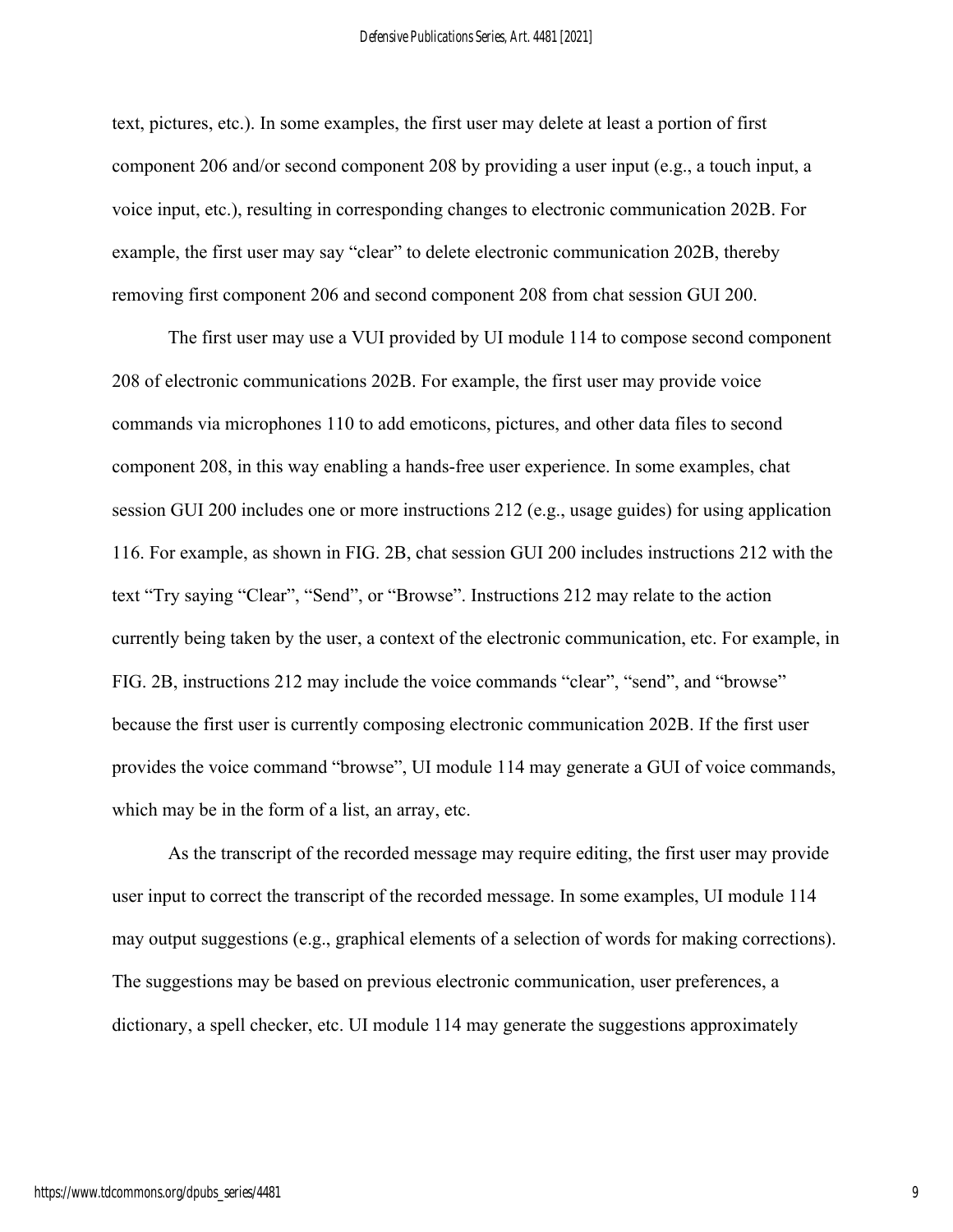text, pictures, etc.). In some examples, the first user may delete at least a portion of first component 206 and/or second component 208 by providing a user input (e.g., a touch input, a voice input, etc.), resulting in corresponding changes to electronic communication 202B. For example, the first user may say "clear" to delete electronic communication 202B, thereby removing first component 206 and second component 208 from chat session GUI 200.

The first user may use a VUI provided by UI module 114 to compose second component 208 of electronic communications 202B. For example, the first user may provide voice commands via microphones 110 to add emoticons, pictures, and other data files to second component 208, in this way enabling a hands-free user experience. In some examples, chat session GUI 200 includes one or more instructions 212 (e.g., usage guides) for using application 116. For example, as shown in FIG. 2B, chat session GUI 200 includes instructions 212 with the text "Try saying "Clear", "Send", or "Browse". Instructions 212 may relate to the action currently being taken by the user, a context of the electronic communication, etc. For example, in FIG. 2B, instructions 212 may include the voice commands "clear", "send", and "browse" because the first user is currently composing electronic communication 202B. If the first user provides the voice command "browse", UI module 114 may generate a GUI of voice commands, which may be in the form of a list, an array, etc.

As the transcript of the recorded message may require editing, the first user may provide user input to correct the transcript of the recorded message. In some examples, UI module 114 may output suggestions (e.g., graphical elements of a selection of words for making corrections). The suggestions may be based on previous electronic communication, user preferences, a dictionary, a spell checker, etc. UI module 114 may generate the suggestions approximately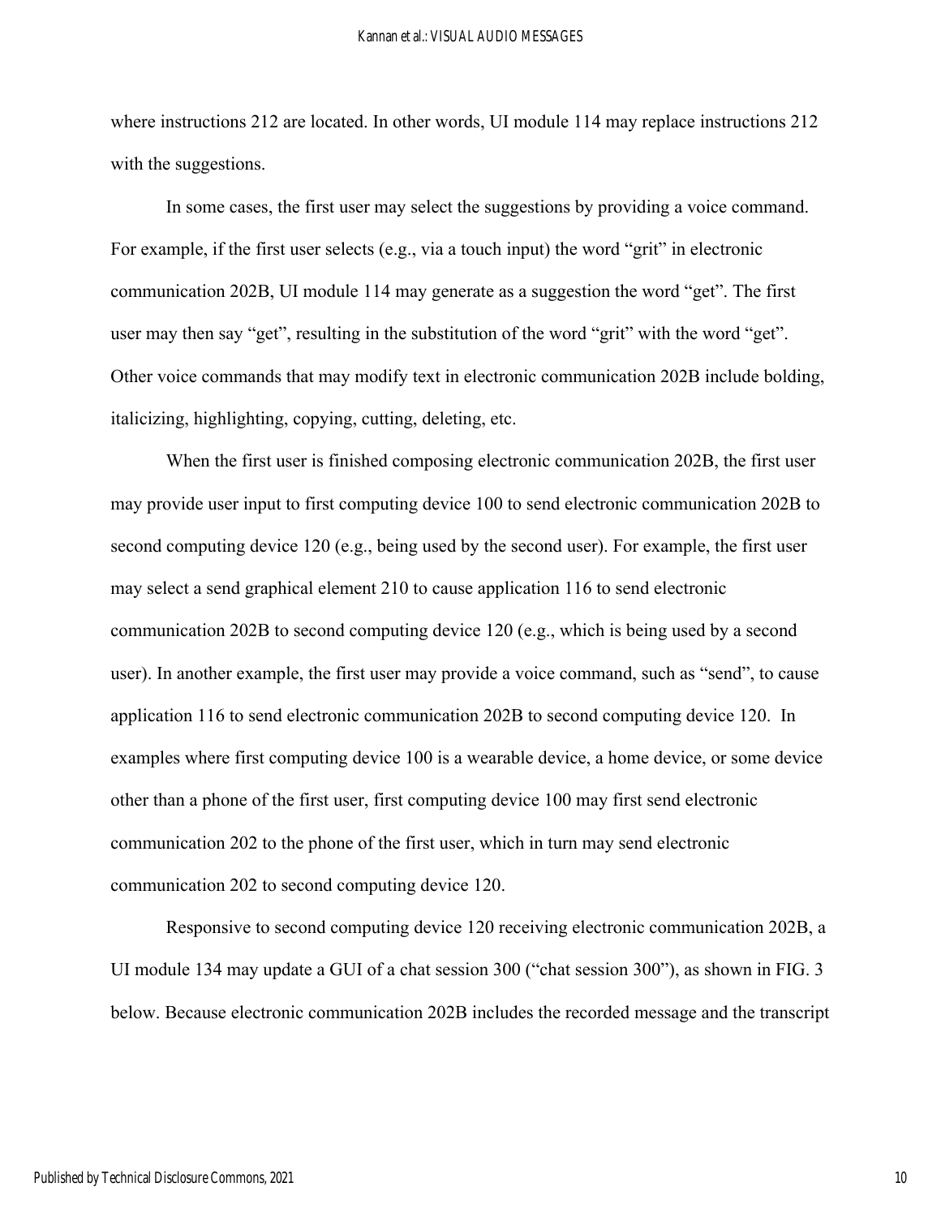where instructions 212 are located. In other words, UI module 114 may replace instructions 212 with the suggestions.

In some cases, the first user may select the suggestions by providing a voice command. For example, if the first user selects (e.g., via a touch input) the word "grit" in electronic communication 202B, UI module 114 may generate as a suggestion the word "get". The first user may then say "get", resulting in the substitution of the word "grit" with the word "get". Other voice commands that may modify text in electronic communication 202B include bolding, italicizing, highlighting, copying, cutting, deleting, etc.

When the first user is finished composing electronic communication 202B, the first user may provide user input to first computing device 100 to send electronic communication 202B to second computing device 120 (e.g., being used by the second user). For example, the first user may select a send graphical element 210 to cause application 116 to send electronic communication 202B to second computing device 120 (e.g., which is being used by a second user). In another example, the first user may provide a voice command, such as "send", to cause application 116 to send electronic communication 202B to second computing device 120. In examples where first computing device 100 is a wearable device, a home device, or some device other than a phone of the first user, first computing device 100 may first send electronic communication 202 to the phone of the first user, which in turn may send electronic communication 202 to second computing device 120.

Responsive to second computing device 120 receiving electronic communication 202B, a UI module 134 may update a GUI of a chat session 300 ("chat session 300"), as shown in FIG. 3 below. Because electronic communication 202B includes the recorded message and the transcript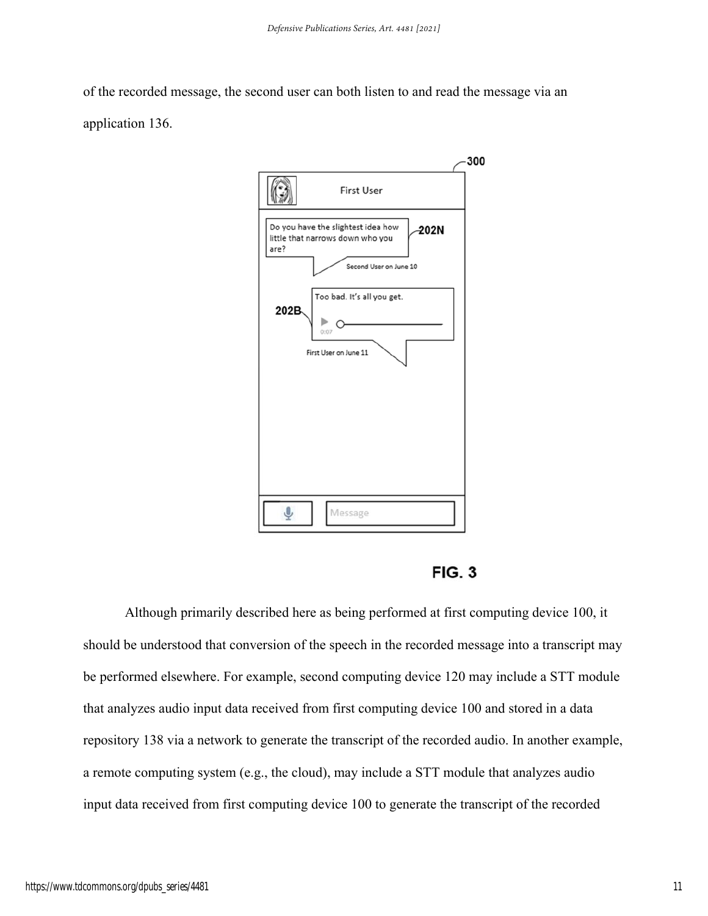of the recorded message, the second user can both listen to and read the message via an application 136.

FIG. 3

Although primarily described here as being performed at first computing device 100, it should be understood that conversion of the speech in the recorded message into a transcript may be performed elsewhere. For example, second computing device 120 may include a STT module that analyzes audio input data received from first computing device 100 and stored in a data repository 138 via a network to generate the transcript of the recorded audio. In another example, a remote computing system (e.g., the cloud), may include a STT module that analyzes audio input data received from first computing device 100 to generate the transcript of the recorded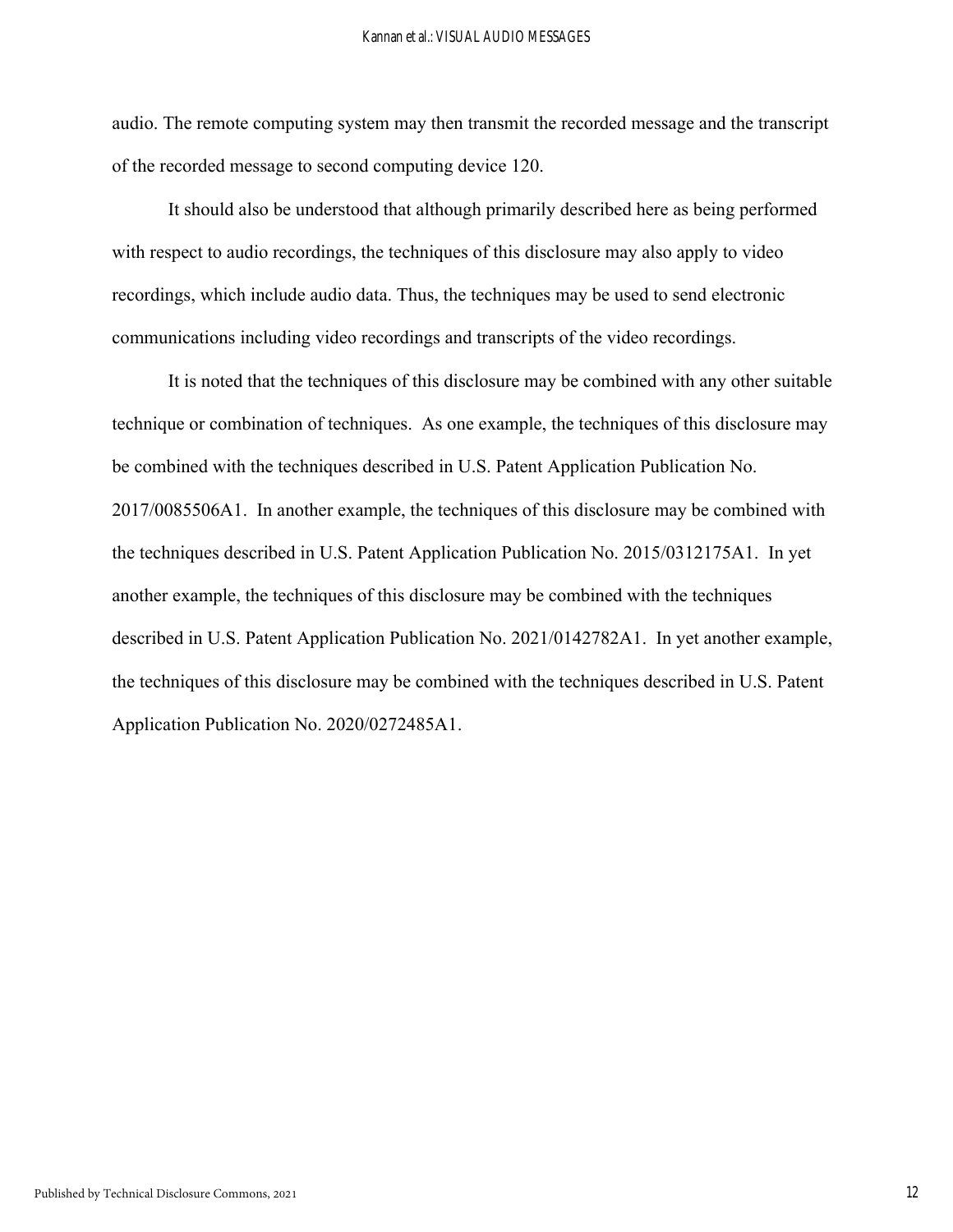audio. The remote computing system may then transmit the recorded message and the transcript of the recorded message to second computing device 120.

It should also be understood that although primarily described here as being performed with respect to audio recordings, the techniques of this disclosure may also apply to video recordings, which include audio data. Thus, the techniques may be used to send electronic communications including video recordings and transcripts of the video recordings.

It is noted that the techniques of this disclosure may be combined with any other suitable technique or combination of techniques. As one example, the techniques of this disclosure may be combined with the techniques described in U.S. Patent Application Publication No. 2017/0085506A1. In another example, the techniques of this disclosure may be combined with the techniques described in U.S. Patent Application Publication No. 2015/0312175A1. In yet another example, the techniques of this disclosure may be combined with the techniques described in U.S. Patent Application Publication No. 2021/0142782A1. In yet another example, the techniques of this disclosure may be combined with the techniques described in U.S. Patent Application Publication No. 2020/0272485A1.